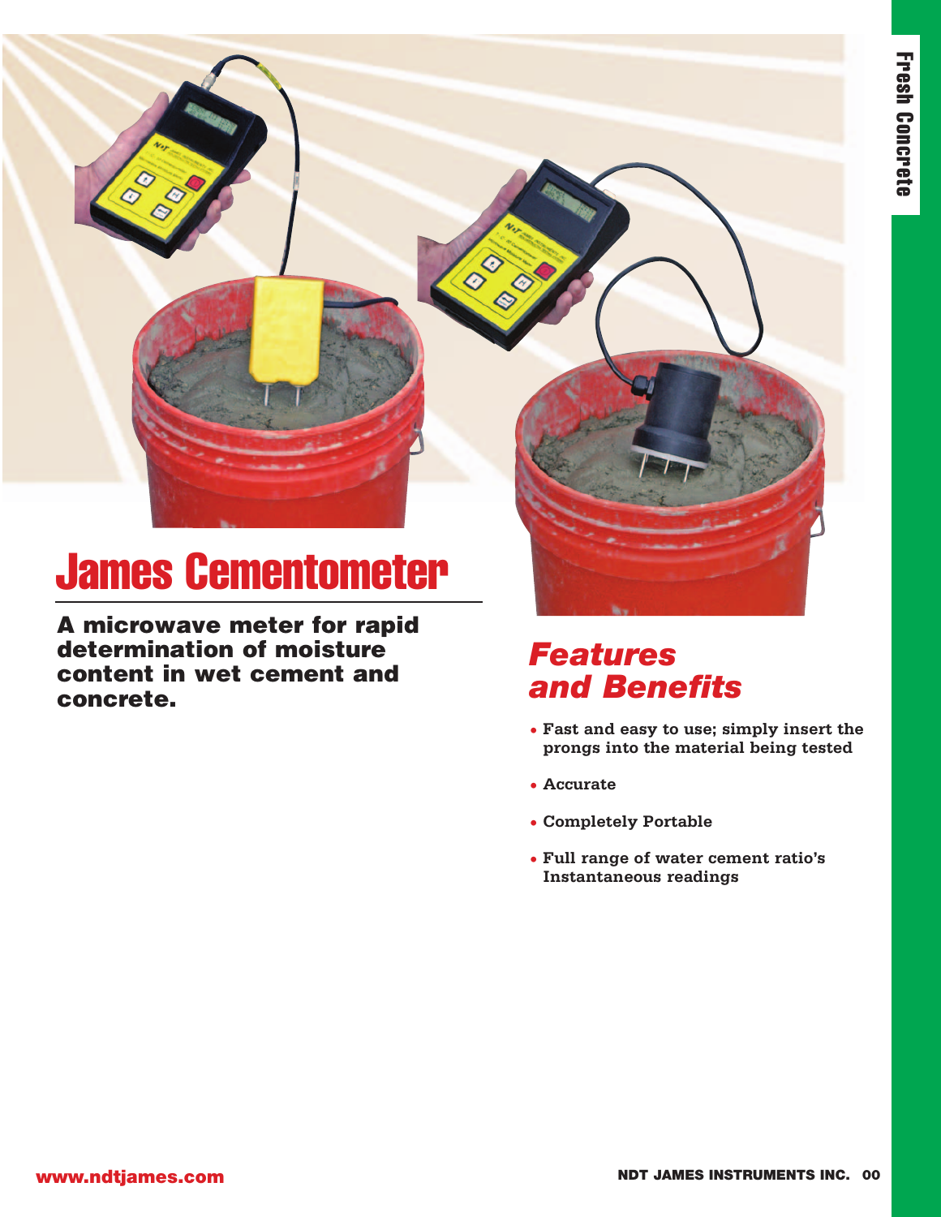# James Cementometer

**A microwave meter for rapid determination of moisture content in wet cement and concrete.**

## *Features and Benefits*

- **Fast and easy to use; simply insert the prongs into the material being tested**
- **Accurate**
- **Completely Portable**
- **Full range of water cement ratio's Instantaneous readings**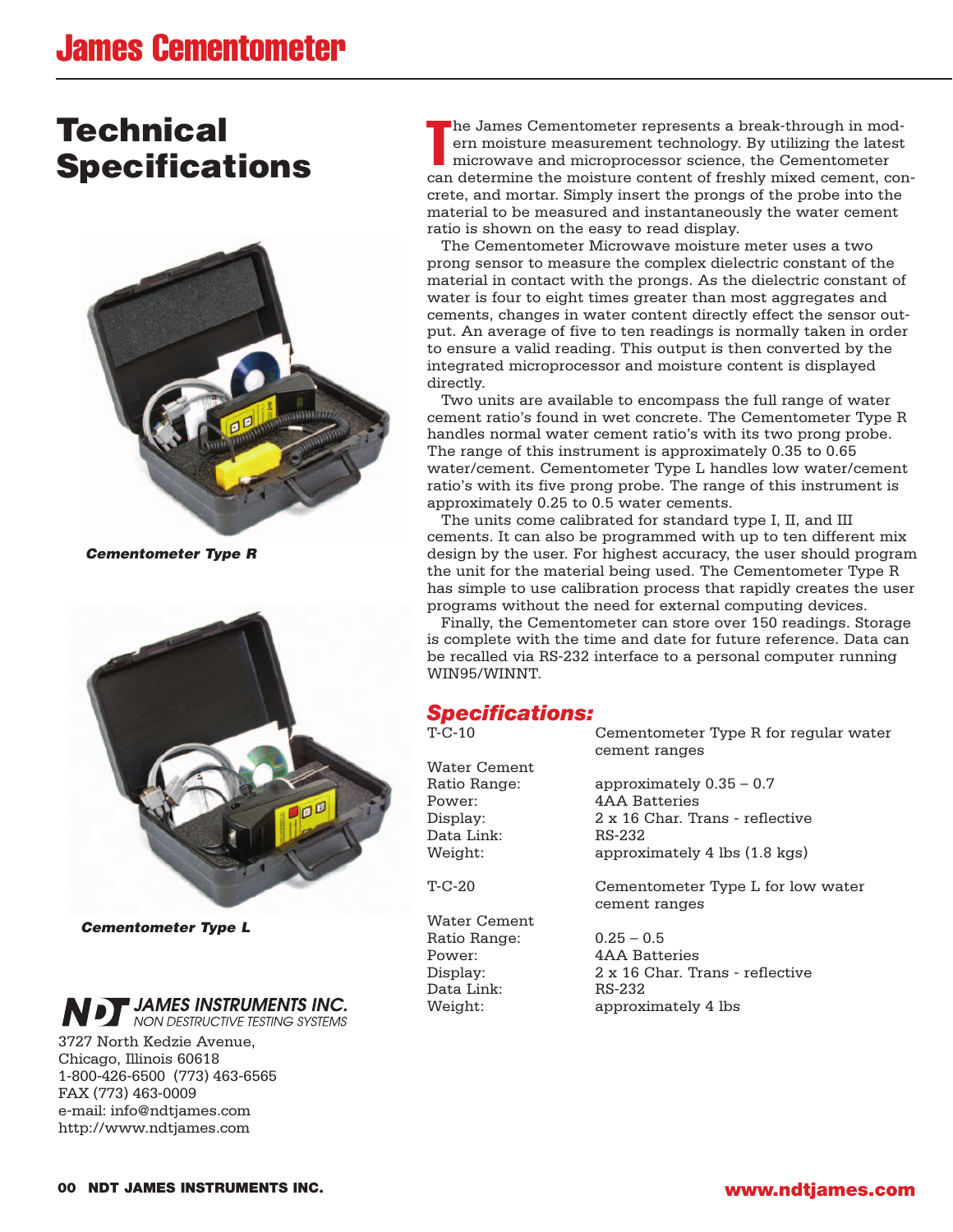# James Cementometer

## Technical Specifications

*Cementometer Type R*

*Cementometer Type L*

**NDT JAMES INSTRUMENTS INC.**
NON DESTRUCTIVE TESTING SYSTEMS

3727 North Kedzie Avenue,
Chicago, Illinois 60618
1-800-426-6500 (773) 463-6565
FAX (773) 463-0009
e-mail: info@ndtjames.com
http://www.ndtjames.com

The James Cementometer represents a break-through in modern moisture measurement technology. By utilizing the latest microwave and microprocessor science, the Cementometer can determine the moisture content of freshly mixed cement, concrete, and mortar. Simply insert the prongs of the probe into the material to be measured and instantaneously the water cement ratio is shown on the easy to read display.

The Cementometer Microwave moisture meter uses a two prong sensor to measure the complex dielectric constant of the material in contact with the prongs. As the dielectric constant of water is four to eight times greater than most aggregates and cements, changes in water content directly effect the sensor output. An average of five to ten readings is normally taken in order to ensure a valid reading. This output is then converted by the integrated microprocessor and moisture content is displayed directly.

Two units are available to encompass the full range of water cement ratio's found in wet concrete. The Cementometer Type R handles normal water cement ratio's with its two prong probe. The range of this instrument is approximately 0.35 to 0.65 water/cement. Cementometer Type L handles low water/cement ratio's with its five prong probe. The range of this instrument is approximately 0.25 to 0.5 water cements.

The units come calibrated for standard type I, II, and III cements. It can also be programmed with up to ten different mix design by the user. For highest accuracy, the user should program the unit for the material being used. The Cementometer Type R has simple to use calibration process that rapidly creates the user programs without the need for external computing devices.

Finally, the Cementometer can store over 150 readings. Storage is complete with the time and date for future reference. Data can be recalled via RS-232 interface to a personal computer running WIN95/WINNT.

### *Specifications:*

| | |
|---|---|
| T-C-10 | Cementometer Type R for regular water cement ranges |
| Water Cement Ratio Range: | approximately 0.35 – 0.7 |
| Power: | 4AA Batteries |
| Display: | 2 x 16 Char. Trans - reflective |
| Data Link: | RS-232 |
| Weight: | approximately 4 lbs (1.8 kgs) |
| T-C-20 | Cementometer Type L for low water cement ranges |
| Water Cement Ratio Range: | 0.25 – 0.5 |
| Power: | 4AA Batteries |
| Display: | 2 x 16 Char. Trans - reflective |
| Data Link: | RS-232 |
| Weight: | approximately 4 lbs |